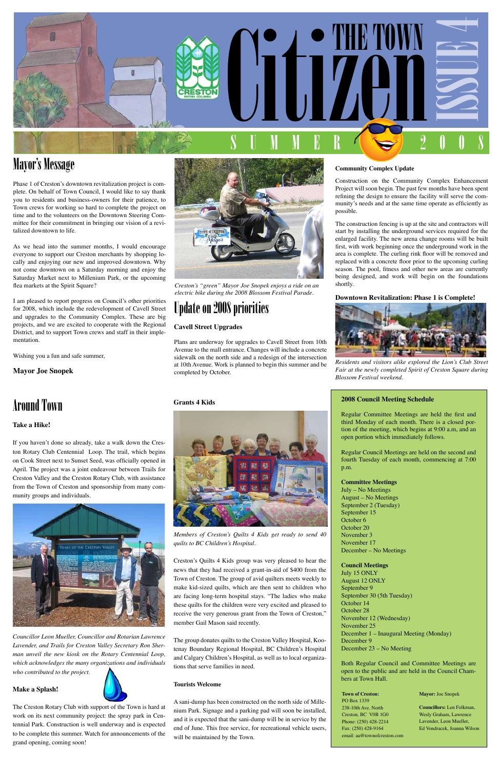# The Town Citizen

## Issue 4 — Summer 2008

## Mayor's Message

Phase 1 of Creston's downtown revitalization project is complete. On behalf of Town Council, I would like to say thank you to residents and business-owners for their patience, to Town crews for working so hard to complete the project on time and to the volunteers on the Downtown Steering Committee for their commitment in bringing our vision of a revitalized downtown to life.

As we head into the summer months, I would encourage everyone to support our Creston merchants by shopping locally and enjoying our new and improved downtown. Why not come downtown on a Saturday morning and enjoy the Saturday Market next to Millenium Park, or the upcoming flea markets at the Spirit Square?

I am pleased to report progress on Council's other priorities for 2008, which include the redevelopment of Cavell Street and upgrades to the Community Complex. These are big projects, and we are excited to cooperate with the Regional District, and to support Town crews and staff in their implementation.

Wishing you a fun and safe summer,

**Mayor Joe Snopek**

*Creston's "green" Mayor Joe Snopek enjoys a ride on an electric bike during the 2008 Blossom Festival Parade.*

## Update on 2008 priorities

### Cavell Street Upgrades

Plans are underway for upgrades to Cavell Street from 10th Avenue to the mall entrance. Changes will include a concrete sidewalk on the north side and a redesign of the intersection at 10th Avenue. Work is planned to begin this summer and be completed by October.

### Community Complex Update

Construction on the Community Complex Enhancement Project will soon begin. The past few months have been spent refining the design to ensure the facility will serve the community's needs and at the same time operate as efficiently as possible.

The construction fencing is up at the site and contractors will start by installing the underground services required for the enlarged facility. The new arena change rooms will be built first, with work beginning once the underground work in the area is complete. The curling rink floor will be removed and replaced with a concrete floor prior to the upcoming curling season. The pool, fitness and other new areas are currently being designed, and work will begin on the foundations shortly.

### Downtown Revitalization: Phase 1 is Complete!

*Residents and visitors alike explored the Lion's Club Street Fair at the newly completed Spirit of Creston Square during Blossom Festival weekend.*

## Around Town

### Take a Hike!

If you haven't done so already, take a walk down the Creston Rotary Club Centennial Loop. The trail, which begins on Cook Street next to Sunset Seed, was officially opened in April. The project was a joint endeavour between Trails for Creston Valley and the Creston Rotary Club, with assistance from the Town of Creston and sponsorship from many community groups and individuals.

*Councillor Leon Mueller, Councillor and Rotarian Lawrence Lavender, and Trails for Creston Valley Secretary Ron Sherman unveil the new kiosk on the Rotary Centennial Loop, which acknowledges the many organizations and individuals who contributed to the project.*

### Make a Splash!

The Creston Rotary Club with support of the Town is hard at work on its next community project: the spray park in Centennial Park. Construction is well underway and is expected to be complete this summer. Watch for announcements of the grand opening, coming soon!

### Grants 4 Kids

*Members of Creston's Quilts 4 Kids get ready to send 40 quilts to BC Children's Hospital.*

Creston's Quilts 4 Kids group was very pleased to hear the news that they had received a grant-in-aid of $400 from the Town of Creston. The group of avid quilters meets weekly to make kid-sized quilts, which are then sent to children who are facing long-term hospital stays. "The ladies who make these quilts for the children were very excited and pleased to receive the very generous grant from the Town of Creston," member Gail Mason said recently.

The group donates quilts to the Creston Valley Hospital, Kootenay Boundary Regional Hospital, BC Children's Hospital and Calgary Children's Hospital, as well as to local organizations that serve families in need.

### Tourists Welcome

A sani-dump has been constructed on the north side of Millenium Park. Signage and a parking pad will soon be installed, and it is expected that the sani-dump will be in service by the end of June. This free service, for recreational vehicle users, will be maintained by the Town.

### 2008 Council Meeting Schedule

Regular Committee Meetings are held the first and third Monday of each month. There is a closed portion of the meeting, which begins at 9:00 a.m, and an open portion which immediately follows.

Regular Council Meetings are held on the second and fourth Tuesday of each month, commencing at 7:00 p.m.

**Committee Meetings**
- July – No Meetings
- August – No Meetings
- September 2 (Tuesday)
- September 15
- October 6
- October 20
- November 3
- November 17
- December – No Meetings

**Council Meetings**
- July 15 ONLY
- August 12 ONLY
- September 9
- September 30 (5th Tuesday)
- October 14
- October 28
- November 12 (Wednesday)
- November 25
- December 1 – Inaugural Meeting (Monday)
- December 9
- December 23 – No Meeting

Both Regular Council and Committee Meetings are open to the public and are held in the Council Chambers at Town Hall.

**Town of Creston:**
PO Box 1339
238-10th Ave. North
Creston, BC V0B 1G0
Phone: (250) 428-2214
Fax: (250) 428-9164
email: aa@townofcreston.com

**Mayor:** Joe Snopek

**Councillors:** Len Folkman, Wesly Graham, Lawrence Lavender, Leon Mueller, Ed Vondracek, Joanna Wilson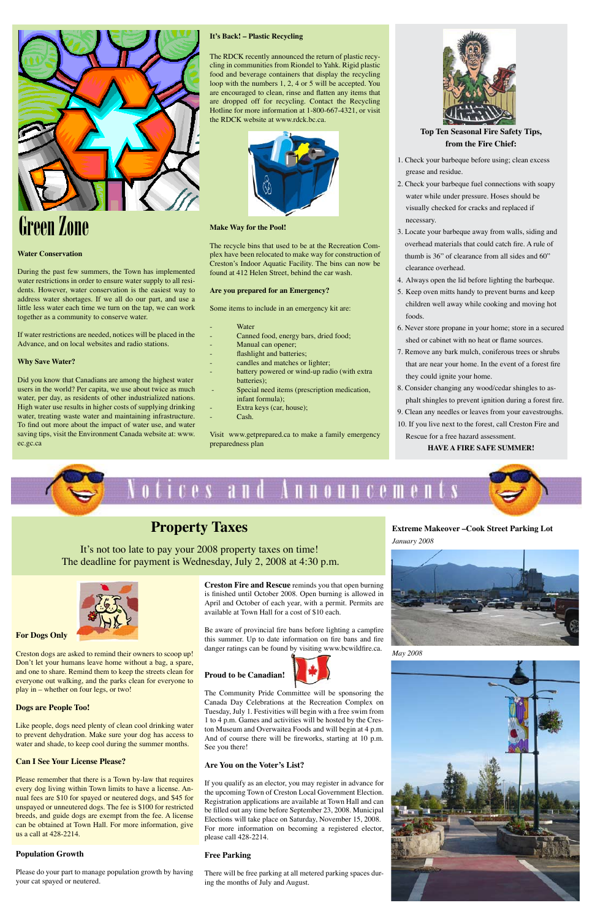# Green Zone

### Water Conservation

During the past few summers, the Town has implemented water restrictions in order to ensure water supply to all residents. However, water conservation is the easiest way to address water shortages. If we all do our part, and use a little less water each time we turn on the tap, we can work together as a community to conserve water.

If water restrictions are needed, notices will be placed in the Advance, and on local websites and radio stations.

### Why Save Water?

Did you know that Canadians are among the highest water users in the world? Per capita, we use about twice as much water, per day, as residents of other industrialized nations. High water use results in higher costs of supplying drinking water, treating waste water and maintaining infrastructure. To find out more about the impact of water use, and water saving tips, visit the Environment Canada website at: www.ec.gc.ca

### It's Back! – Plastic Recycling

The RDCK recently announced the return of plastic recycling in communities from Riondel to Yahk. Rigid plastic food and beverage containers that display the recycling loop with the numbers 1, 2, 4 or 5 will be accepted. You are encouraged to clean, rinse and flatten any items that are dropped off for recycling. Contact the Recycling Hotline for more information at 1-800-667-4321, or visit the RDCK website at www.rdck.bc.ca.

### Make Way for the Pool!

The recycle bins that used to be at the Recreation Complex have been relocated to make way for construction of Creston's Indoor Aquatic Facility. The bins can now be found at 412 Helen Street, behind the car wash.

### Are you prepared for an Emergency?

Some items to include in an emergency kit are:

- Water
- Canned food, energy bars, dried food;
- Manual can opener;
- flashlight and batteries;
- candles and matches or lighter;
- battery powered or wind-up radio (with extra batteries);
- Special need items (prescription medication, infant formula);
- Extra keys (car, house);
- Cash.

Visit www.getprepared.ca to make a family emergency preparedness plan

### Top Ten Seasonal Fire Safety Tips, from the Fire Chief:

1. Check your barbeque before using; clean excess grease and residue.
2. Check your barbeque fuel connections with soapy water while under pressure. Hoses should be visually checked for cracks and replaced if necessary.
3. Locate your barbeque away from walls, siding and overhead materials that could catch fire. A rule of thumb is 36" of clearance from all sides and 60" clearance overhead.
4. Always open the lid before lighting the barbeque.
5. Keep oven mitts handy to prevent burns and keep children well away while cooking and moving hot foods.
6. Never store propane in your home; store in a secured shed or cabinet with no heat or flame sources.
7. Remove any bark mulch, coniferous trees or shrubs that are near your home. In the event of a forest fire they could ignite your home.
8. Consider changing any wood/cedar shingles to asphalt shingles to prevent ignition during a forest fire.
9. Clean any needles or leaves from your eavestroughs.
10. If you live next to the forest, call Creston Fire and Rescue for a free hazard assessment.

**HAVE A FIRE SAFE SUMMER!**

# Notices and Announcements

## Property Taxes

It's not too late to pay your 2008 property taxes on time!
The deadline for payment is Wednesday, July 2, 2008 at 4:30 p.m.

### For Dogs Only

Creston dogs are asked to remind their owners to scoop up! Don't let your humans leave home without a bag, a spare, and one to share. Remind them to keep the streets clean for everyone out walking, and the parks clean for everyone to play in – whether on four legs, or two!

### Dogs are People Too!

Like people, dogs need plenty of clean cool drinking water to prevent dehydration. Make sure your dog has access to water and shade, to keep cool during the summer months.

### Can I See Your License Please?

Please remember that there is a Town by-law that requires every dog living within Town limits to have a license. Annual fees are $10 for spayed or neutered dogs, and $45 for unspayed or unneutered dogs. The fee is $100 for restricted breeds, and guide dogs are exempt from the fee. A license can be obtained at Town Hall. For more information, give us a call at 428-2214.

### Population Growth

Please do your part to manage population growth by having your cat spayed or neutered.

**Creston Fire and Rescue** reminds you that open burning is finished until October 2008. Open burning is allowed in April and October of each year, with a permit. Permits are available at Town Hall for a cost of $10 each.

Be aware of provincial fire bans before lighting a campfire this summer. Up to date information on fire bans and fire danger ratings can be found by visiting www.bcwildfire.ca.

### Proud to be Canadian!

The Community Pride Committee will be sponsoring the Canada Day Celebrations at the Recreation Complex on Tuesday, July 1. Festivities will begin with a free swim from 1 to 4 p.m. Games and activities will be hosted by the Creston Museum and Overwaitea Foods and will begin at 4 p.m. And of course there will be fireworks, starting at 10 p.m. See you there!

### Are You on the Voter's List?

If you qualify as an elector, you may register in advance for the upcoming Town of Creston Local Government Election. Registration applications are available at Town Hall and can be filled out any time before September 23, 2008. Municipal Elections will take place on Saturday, November 15, 2008. For more information on becoming a registered elector, please call 428-2214.

### Free Parking

There will be free parking at all metered parking spaces during the months of July and August.

### Extreme Makeover –Cook Street Parking Lot

*January 2008*

*May 2008*